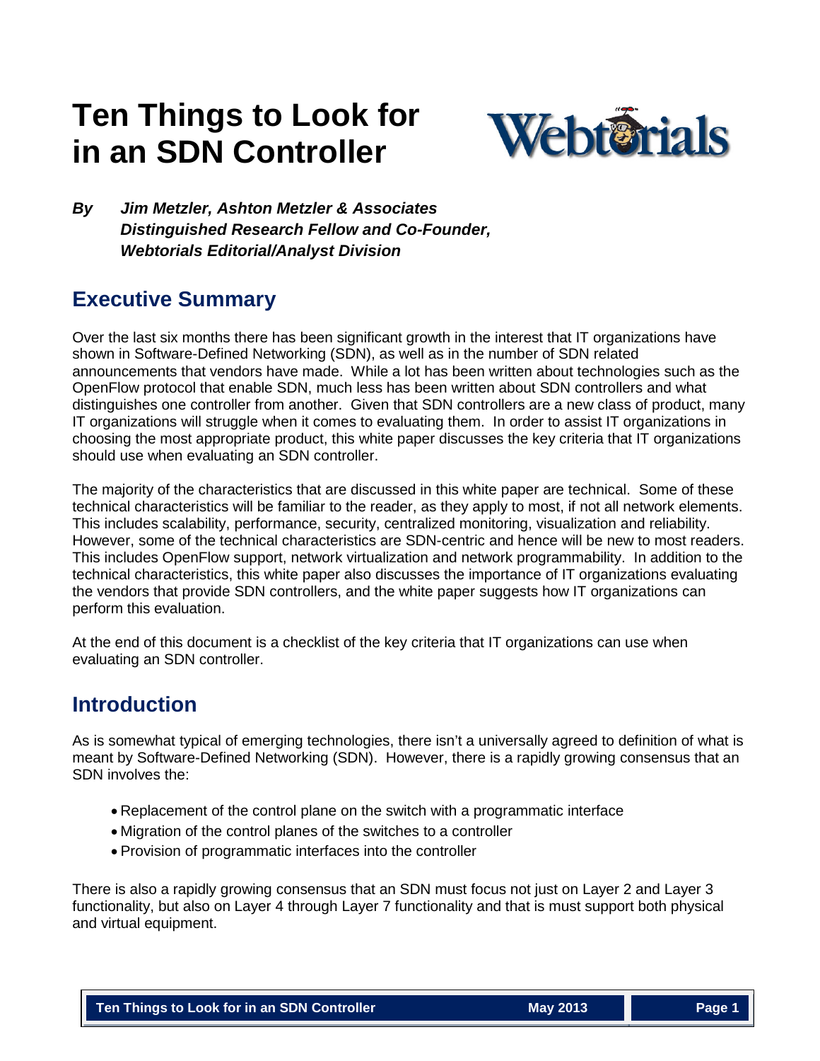# Ten Things to Look for in an SDN Controller

***By Jim Metzler, Ashton Metzler & Associates***
***Distinguished Research Fellow and Co-Founder,***
***Webtorials Editorial/Analyst Division***

## Executive Summary

Over the last six months there has been significant growth in the interest that IT organizations have shown in Software-Defined Networking (SDN), as well as in the number of SDN related announcements that vendors have made. While a lot has been written about technologies such as the OpenFlow protocol that enable SDN, much less has been written about SDN controllers and what distinguishes one controller from another. Given that SDN controllers are a new class of product, many IT organizations will struggle when it comes to evaluating them. In order to assist IT organizations in choosing the most appropriate product, this white paper discusses the key criteria that IT organizations should use when evaluating an SDN controller.

The majority of the characteristics that are discussed in this white paper are technical. Some of these technical characteristics will be familiar to the reader, as they apply to most, if not all network elements. This includes scalability, performance, security, centralized monitoring, visualization and reliability. However, some of the technical characteristics are SDN-centric and hence will be new to most readers. This includes OpenFlow support, network virtualization and network programmability. In addition to the technical characteristics, this white paper also discusses the importance of IT organizations evaluating the vendors that provide SDN controllers, and the white paper suggests how IT organizations can perform this evaluation.

At the end of this document is a checklist of the key criteria that IT organizations can use when evaluating an SDN controller.

## Introduction

As is somewhat typical of emerging technologies, there isn't a universally agreed to definition of what is meant by Software-Defined Networking (SDN). However, there is a rapidly growing consensus that an SDN involves the:

- Replacement of the control plane on the switch with a programmatic interface
- Migration of the control planes of the switches to a controller
- Provision of programmatic interfaces into the controller

There is also a rapidly growing consensus that an SDN must focus not just on Layer 2 and Layer 3 functionality, but also on Layer 4 through Layer 7 functionality and that is must support both physical and virtual equipment.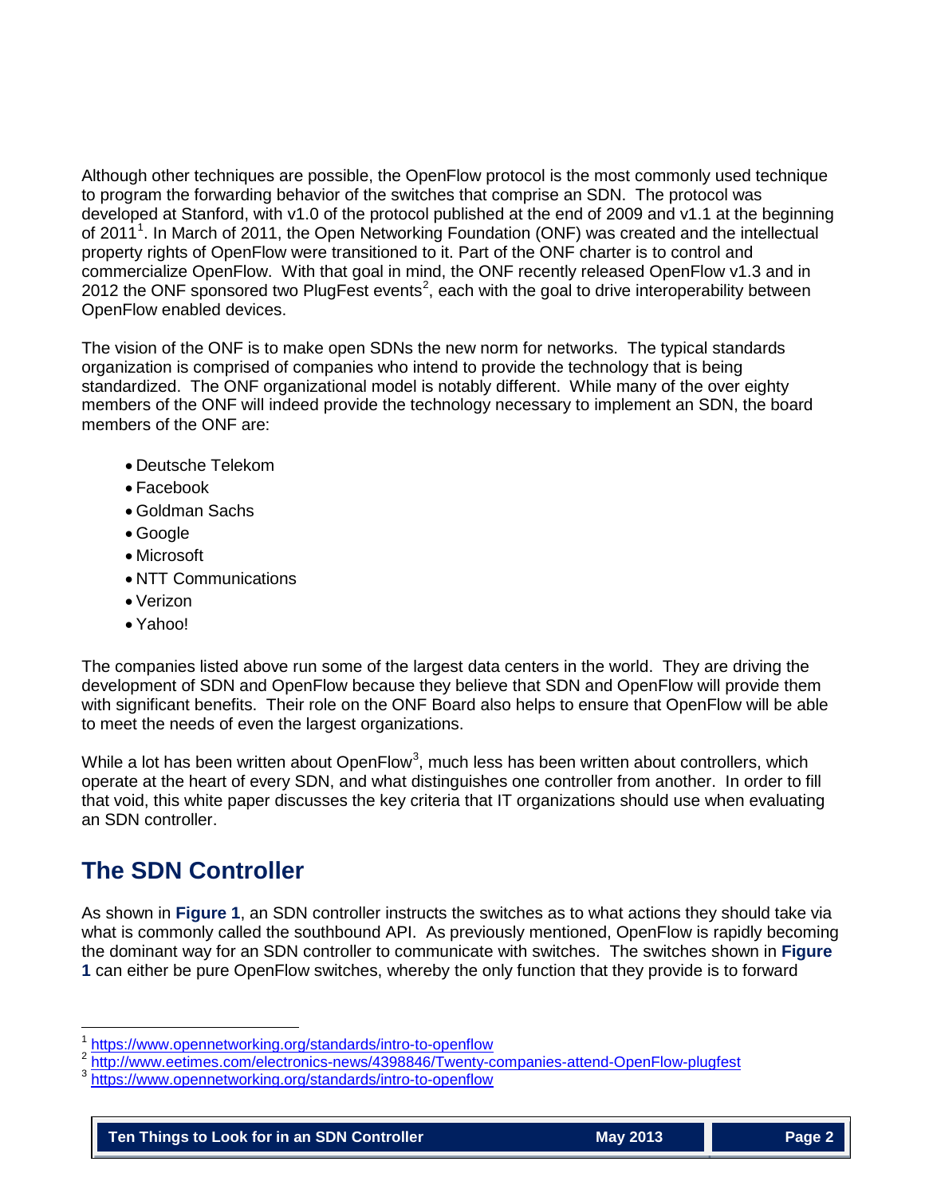Although other techniques are possible, the OpenFlow protocol is the most commonly used technique to program the forwarding behavior of the switches that comprise an SDN. The protocol was developed at Stanford, with v1.0 of the protocol published at the end of 2009 and v1.1 at the beginning of 2011[1]. In March of 2011, the Open Networking Foundation (ONF) was created and the intellectual property rights of OpenFlow were transitioned to it. Part of the ONF charter is to control and commercialize OpenFlow. With that goal in mind, the ONF recently released OpenFlow v1.3 and in 2012 the ONF sponsored two PlugFest events[2], each with the goal to drive interoperability between OpenFlow enabled devices.

The vision of the ONF is to make open SDNs the new norm for networks. The typical standards organization is comprised of companies who intend to provide the technology that is being standardized. The ONF organizational model is notably different. While many of the over eighty members of the ONF will indeed provide the technology necessary to implement an SDN, the board members of the ONF are:

- Deutsche Telekom
- Facebook
- Goldman Sachs
- Google
- Microsoft
- NTT Communications
- Verizon
- Yahoo!

The companies listed above run some of the largest data centers in the world. They are driving the development of SDN and OpenFlow because they believe that SDN and OpenFlow will provide them with significant benefits. Their role on the ONF Board also helps to ensure that OpenFlow will be able to meet the needs of even the largest organizations.

While a lot has been written about OpenFlow[3], much less has been written about controllers, which operate at the heart of every SDN, and what distinguishes one controller from another. In order to fill that void, this white paper discusses the key criteria that IT organizations should use when evaluating an SDN controller.

## The SDN Controller

As shown in **Figure 1**, an SDN controller instructs the switches as to what actions they should take via what is commonly called the southbound API. As previously mentioned, OpenFlow is rapidly becoming the dominant way for an SDN controller to communicate with switches. The switches shown in **Figure 1** can either be pure OpenFlow switches, whereby the only function that they provide is to forward

---

[1] https://www.opennetworking.org/standards/intro-to-openflow

[2] http://www.eetimes.com/electronics-news/4398846/Twenty-companies-attend-OpenFlow-plugfest

[3] https://www.opennetworking.org/standards/intro-to-openflow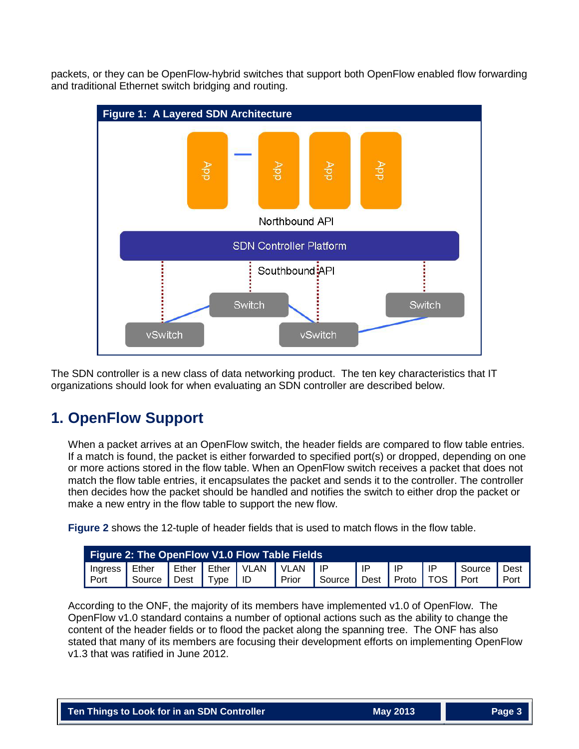packets, or they can be OpenFlow-hybrid switches that support both OpenFlow enabled flow forwarding and traditional Ethernet switch bridging and routing.

**Figure 1: A Layered SDN Architecture**

The SDN controller is a new class of data networking product. The ten key characteristics that IT organizations should look for when evaluating an SDN controller are described below.

## 1. OpenFlow Support

When a packet arrives at an OpenFlow switch, the header fields are compared to flow table entries. If a match is found, the packet is either forwarded to specified port(s) or dropped, depending on one or more actions stored in the flow table. When an OpenFlow switch receives a packet that does not match the flow table entries, it encapsulates the packet and sends it to the controller. The controller then decides how the packet should be handled and notifies the switch to either drop the packet or make a new entry in the flow table to support the new flow.

**Figure 2** shows the 12-tuple of header fields that is used to match flows in the flow table.

**Figure 2: The OpenFlow V1.0 Flow Table Fields**

| Ingress Port | Ether Source | Ether Dest | Ether Type | VLAN ID | VLAN Prior | IP Source | IP Dest | IP Proto | IP TOS | Source Port | Dest Port |
|---|---|---|---|---|---|---|---|---|---|---|---|

According to the ONF, the majority of its members have implemented v1.0 of OpenFlow. The OpenFlow v1.0 standard contains a number of optional actions such as the ability to change the content of the header fields or to flood the packet along the spanning tree. The ONF has also stated that many of its members are focusing their development efforts on implementing OpenFlow v1.3 that was ratified in June 2012.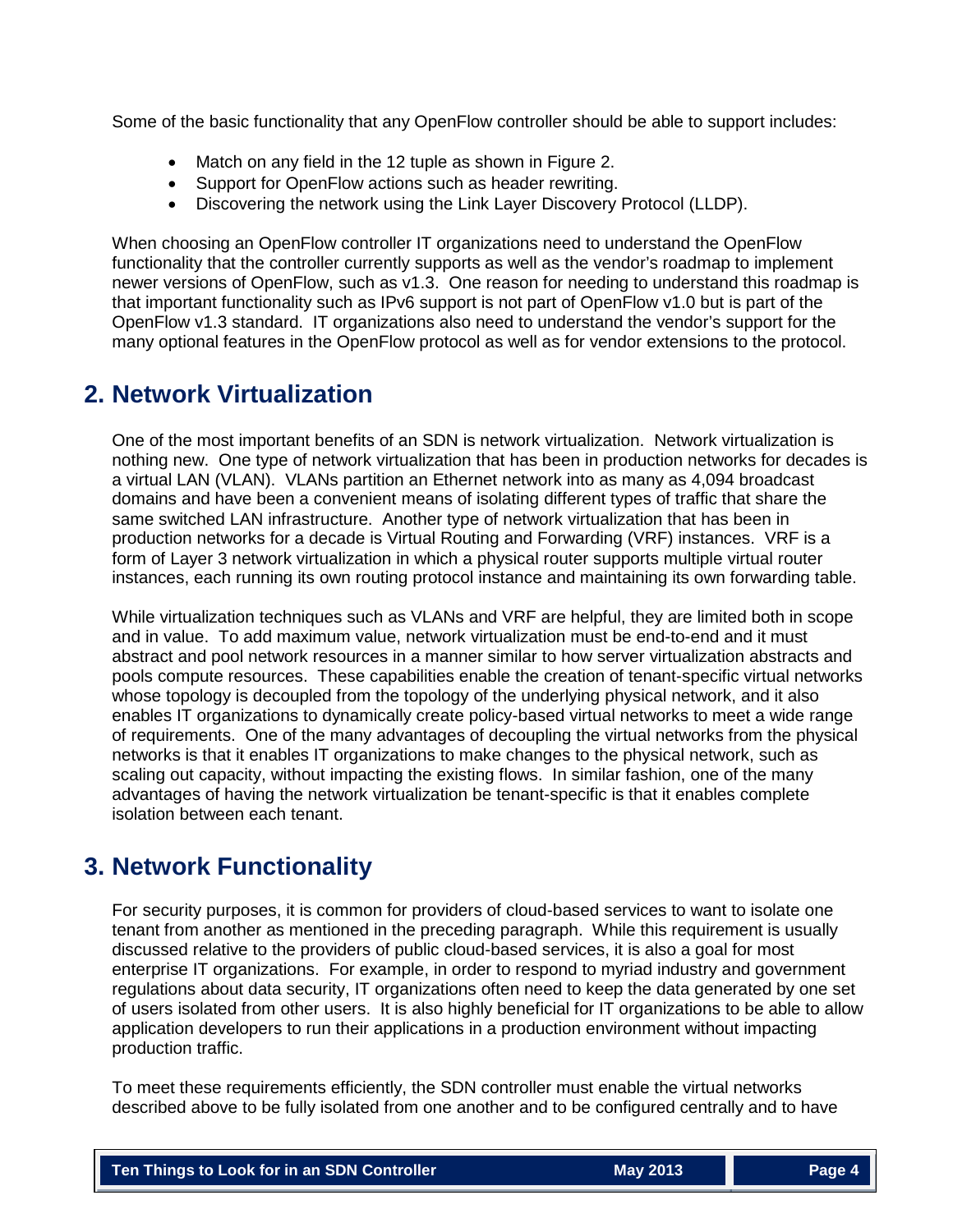Some of the basic functionality that any OpenFlow controller should be able to support includes:

- Match on any field in the 12 tuple as shown in Figure 2.
- Support for OpenFlow actions such as header rewriting.
- Discovering the network using the Link Layer Discovery Protocol (LLDP).

When choosing an OpenFlow controller IT organizations need to understand the OpenFlow functionality that the controller currently supports as well as the vendor's roadmap to implement newer versions of OpenFlow, such as v1.3. One reason for needing to understand this roadmap is that important functionality such as IPv6 support is not part of OpenFlow v1.0 but is part of the OpenFlow v1.3 standard. IT organizations also need to understand the vendor's support for the many optional features in the OpenFlow protocol as well as for vendor extensions to the protocol.

## 2. Network Virtualization

One of the most important benefits of an SDN is network virtualization. Network virtualization is nothing new. One type of network virtualization that has been in production networks for decades is a virtual LAN (VLAN). VLANs partition an Ethernet network into as many as 4,094 broadcast domains and have been a convenient means of isolating different types of traffic that share the same switched LAN infrastructure. Another type of network virtualization that has been in production networks for a decade is Virtual Routing and Forwarding (VRF) instances. VRF is a form of Layer 3 network virtualization in which a physical router supports multiple virtual router instances, each running its own routing protocol instance and maintaining its own forwarding table.

While virtualization techniques such as VLANs and VRF are helpful, they are limited both in scope and in value. To add maximum value, network virtualization must be end-to-end and it must abstract and pool network resources in a manner similar to how server virtualization abstracts and pools compute resources. These capabilities enable the creation of tenant-specific virtual networks whose topology is decoupled from the topology of the underlying physical network, and it also enables IT organizations to dynamically create policy-based virtual networks to meet a wide range of requirements. One of the many advantages of decoupling the virtual networks from the physical networks is that it enables IT organizations to make changes to the physical network, such as scaling out capacity, without impacting the existing flows. In similar fashion, one of the many advantages of having the network virtualization be tenant-specific is that it enables complete isolation between each tenant.

## 3. Network Functionality

For security purposes, it is common for providers of cloud-based services to want to isolate one tenant from another as mentioned in the preceding paragraph. While this requirement is usually discussed relative to the providers of public cloud-based services, it is also a goal for most enterprise IT organizations. For example, in order to respond to myriad industry and government regulations about data security, IT organizations often need to keep the data generated by one set of users isolated from other users. It is also highly beneficial for IT organizations to be able to allow application developers to run their applications in a production environment without impacting production traffic.

To meet these requirements efficiently, the SDN controller must enable the virtual networks described above to be fully isolated from one another and to be configured centrally and to have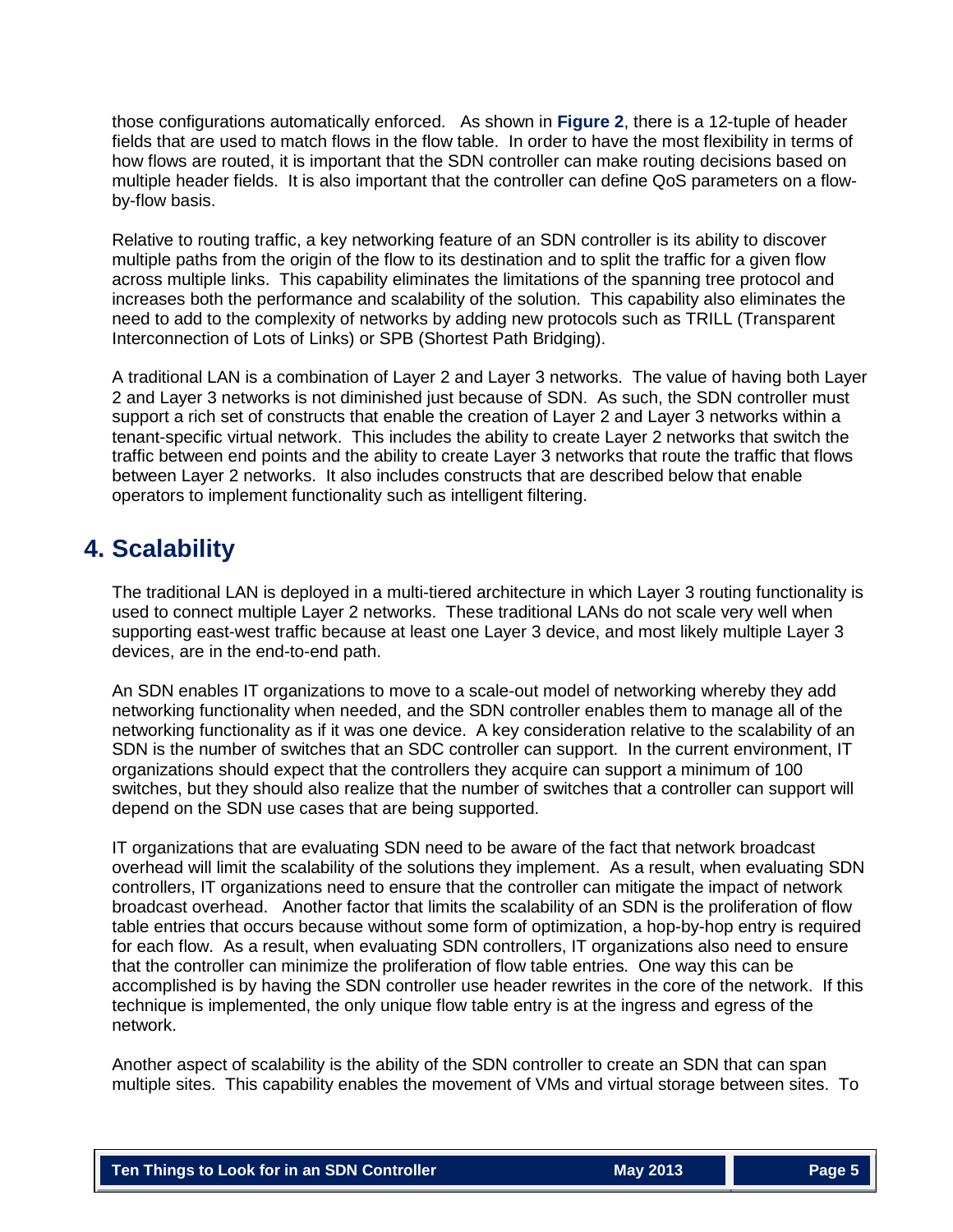those configurations automatically enforced. As shown in **Figure 2**, there is a 12-tuple of header fields that are used to match flows in the flow table. In order to have the most flexibility in terms of how flows are routed, it is important that the SDN controller can make routing decisions based on multiple header fields. It is also important that the controller can define QoS parameters on a flow-by-flow basis.

Relative to routing traffic, a key networking feature of an SDN controller is its ability to discover multiple paths from the origin of the flow to its destination and to split the traffic for a given flow across multiple links. This capability eliminates the limitations of the spanning tree protocol and increases both the performance and scalability of the solution. This capability also eliminates the need to add to the complexity of networks by adding new protocols such as TRILL (Transparent Interconnection of Lots of Links) or SPB (Shortest Path Bridging).

A traditional LAN is a combination of Layer 2 and Layer 3 networks. The value of having both Layer 2 and Layer 3 networks is not diminished just because of SDN. As such, the SDN controller must support a rich set of constructs that enable the creation of Layer 2 and Layer 3 networks within a tenant-specific virtual network. This includes the ability to create Layer 2 networks that switch the traffic between end points and the ability to create Layer 3 networks that route the traffic that flows between Layer 2 networks. It also includes constructs that are described below that enable operators to implement functionality such as intelligent filtering.

## 4. Scalability

The traditional LAN is deployed in a multi-tiered architecture in which Layer 3 routing functionality is used to connect multiple Layer 2 networks. These traditional LANs do not scale very well when supporting east-west traffic because at least one Layer 3 device, and most likely multiple Layer 3 devices, are in the end-to-end path.

An SDN enables IT organizations to move to a scale-out model of networking whereby they add networking functionality when needed, and the SDN controller enables them to manage all of the networking functionality as if it was one device. A key consideration relative to the scalability of an SDN is the number of switches that an SDC controller can support. In the current environment, IT organizations should expect that the controllers they acquire can support a minimum of 100 switches, but they should also realize that the number of switches that a controller can support will depend on the SDN use cases that are being supported.

IT organizations that are evaluating SDN need to be aware of the fact that network broadcast overhead will limit the scalability of the solutions they implement. As a result, when evaluating SDN controllers, IT organizations need to ensure that the controller can mitigate the impact of network broadcast overhead. Another factor that limits the scalability of an SDN is the proliferation of flow table entries that occurs because without some form of optimization, a hop-by-hop entry is required for each flow. As a result, when evaluating SDN controllers, IT organizations also need to ensure that the controller can minimize the proliferation of flow table entries. One way this can be accomplished is by having the SDN controller use header rewrites in the core of the network. If this technique is implemented, the only unique flow table entry is at the ingress and egress of the network.

Another aspect of scalability is the ability of the SDN controller to create an SDN that can span multiple sites. This capability enables the movement of VMs and virtual storage between sites. To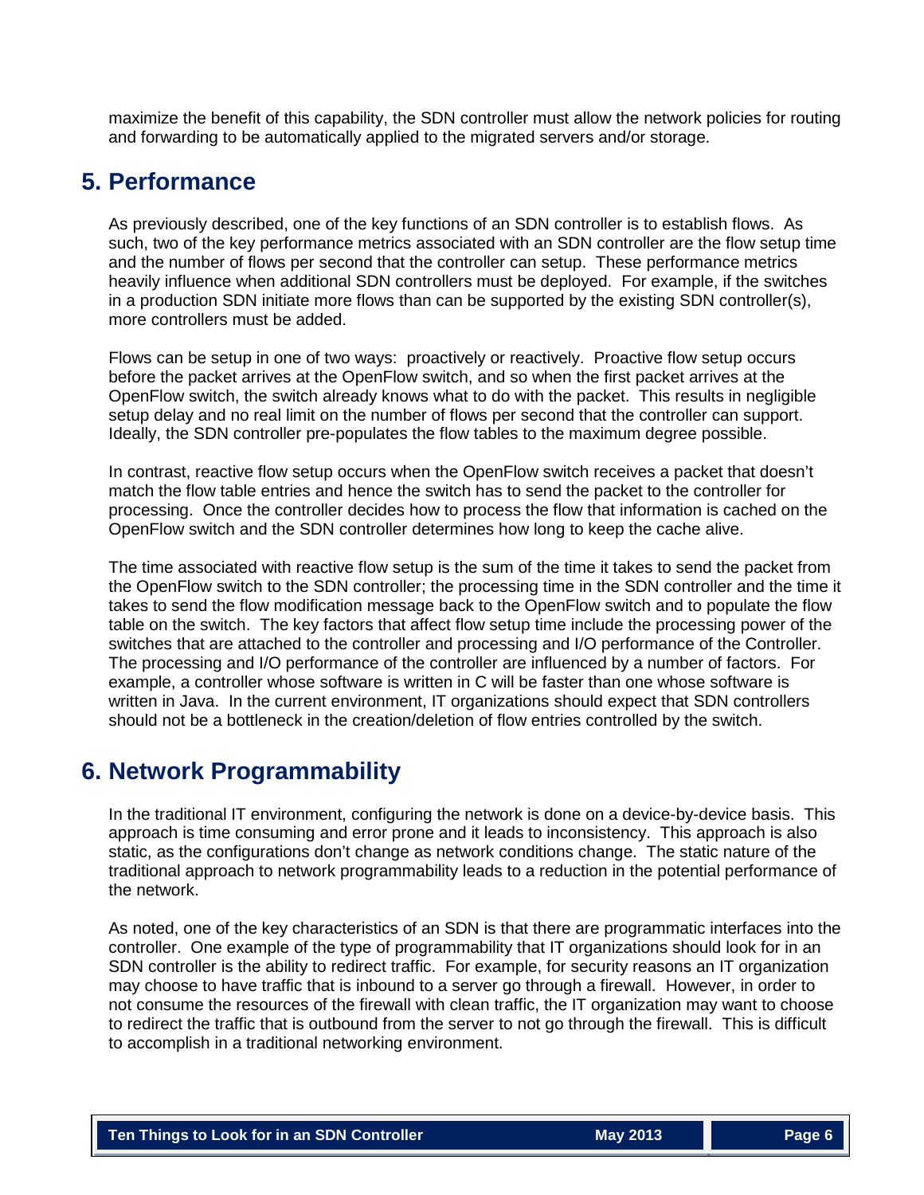maximize the benefit of this capability, the SDN controller must allow the network policies for routing and forwarding to be automatically applied to the migrated servers and/or storage.

## 5. Performance

As previously described, one of the key functions of an SDN controller is to establish flows. As such, two of the key performance metrics associated with an SDN controller are the flow setup time and the number of flows per second that the controller can setup. These performance metrics heavily influence when additional SDN controllers must be deployed. For example, if the switches in a production SDN initiate more flows than can be supported by the existing SDN controller(s), more controllers must be added.

Flows can be setup in one of two ways: proactively or reactively. Proactive flow setup occurs before the packet arrives at the OpenFlow switch, and so when the first packet arrives at the OpenFlow switch, the switch already knows what to do with the packet. This results in negligible setup delay and no real limit on the number of flows per second that the controller can support. Ideally, the SDN controller pre-populates the flow tables to the maximum degree possible.

In contrast, reactive flow setup occurs when the OpenFlow switch receives a packet that doesn't match the flow table entries and hence the switch has to send the packet to the controller for processing. Once the controller decides how to process the flow that information is cached on the OpenFlow switch and the SDN controller determines how long to keep the cache alive.

The time associated with reactive flow setup is the sum of the time it takes to send the packet from the OpenFlow switch to the SDN controller; the processing time in the SDN controller and the time it takes to send the flow modification message back to the OpenFlow switch and to populate the flow table on the switch. The key factors that affect flow setup time include the processing power of the switches that are attached to the controller and processing and I/O performance of the Controller. The processing and I/O performance of the controller are influenced by a number of factors. For example, a controller whose software is written in C will be faster than one whose software is written in Java. In the current environment, IT organizations should expect that SDN controllers should not be a bottleneck in the creation/deletion of flow entries controlled by the switch.

## 6. Network Programmability

In the traditional IT environment, configuring the network is done on a device-by-device basis. This approach is time consuming and error prone and it leads to inconsistency. This approach is also static, as the configurations don't change as network conditions change. The static nature of the traditional approach to network programmability leads to a reduction in the potential performance of the network.

As noted, one of the key characteristics of an SDN is that there are programmatic interfaces into the controller. One example of the type of programmability that IT organizations should look for in an SDN controller is the ability to redirect traffic. For example, for security reasons an IT organization may choose to have traffic that is inbound to a server go through a firewall. However, in order to not consume the resources of the firewall with clean traffic, the IT organization may want to choose to redirect the traffic that is outbound from the server to not go through the firewall. This is difficult to accomplish in a traditional networking environment.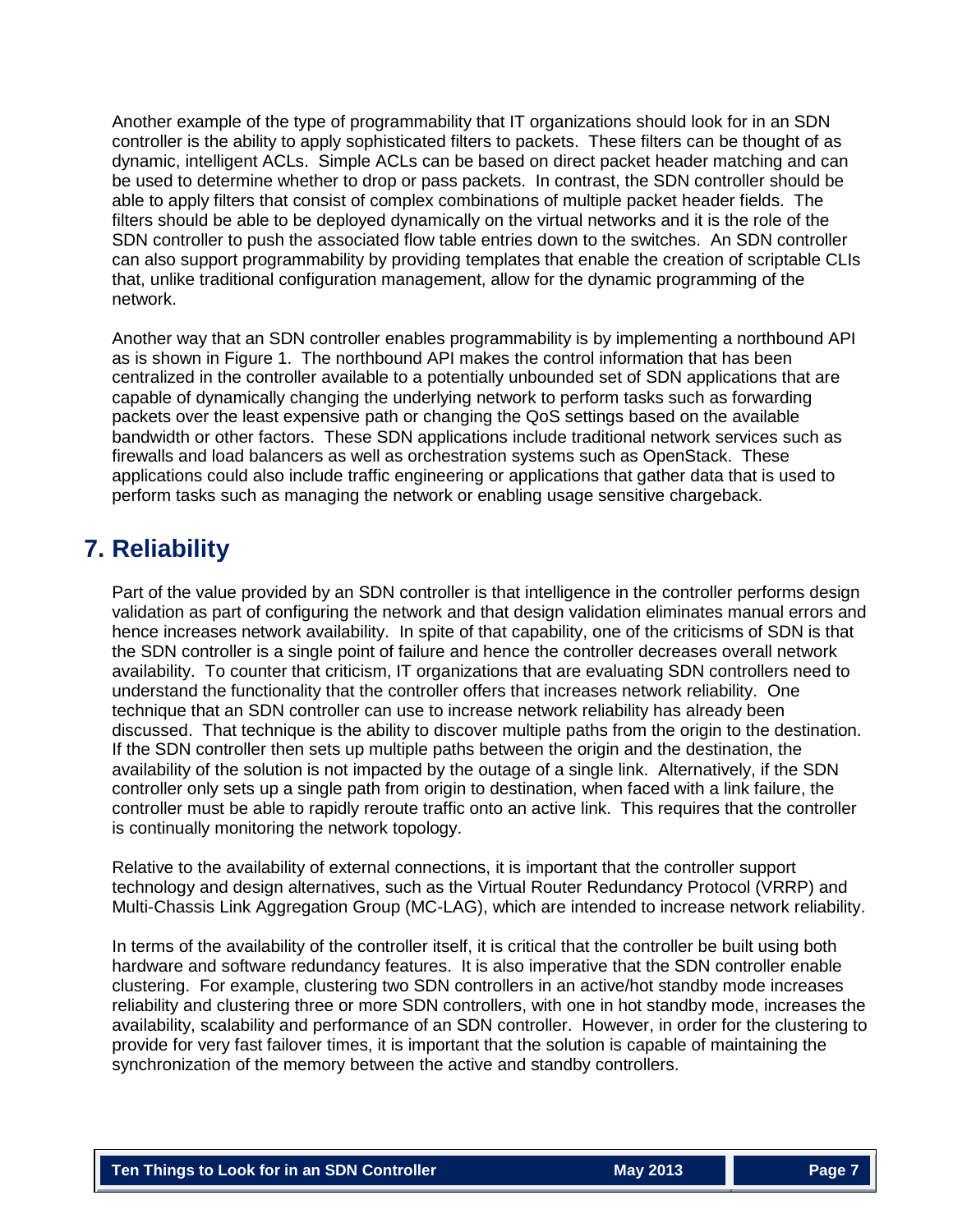Another example of the type of programmability that IT organizations should look for in an SDN controller is the ability to apply sophisticated filters to packets. These filters can be thought of as dynamic, intelligent ACLs. Simple ACLs can be based on direct packet header matching and can be used to determine whether to drop or pass packets. In contrast, the SDN controller should be able to apply filters that consist of complex combinations of multiple packet header fields. The filters should be able to be deployed dynamically on the virtual networks and it is the role of the SDN controller to push the associated flow table entries down to the switches. An SDN controller can also support programmability by providing templates that enable the creation of scriptable CLIs that, unlike traditional configuration management, allow for the dynamic programming of the network.

Another way that an SDN controller enables programmability is by implementing a northbound API as is shown in Figure 1. The northbound API makes the control information that has been centralized in the controller available to a potentially unbounded set of SDN applications that are capable of dynamically changing the underlying network to perform tasks such as forwarding packets over the least expensive path or changing the QoS settings based on the available bandwidth or other factors. These SDN applications include traditional network services such as firewalls and load balancers as well as orchestration systems such as OpenStack. These applications could also include traffic engineering or applications that gather data that is used to perform tasks such as managing the network or enabling usage sensitive chargeback.

## 7. Reliability

Part of the value provided by an SDN controller is that intelligence in the controller performs design validation as part of configuring the network and that design validation eliminates manual errors and hence increases network availability. In spite of that capability, one of the criticisms of SDN is that the SDN controller is a single point of failure and hence the controller decreases overall network availability. To counter that criticism, IT organizations that are evaluating SDN controllers need to understand the functionality that the controller offers that increases network reliability. One technique that an SDN controller can use to increase network reliability has already been discussed. That technique is the ability to discover multiple paths from the origin to the destination. If the SDN controller then sets up multiple paths between the origin and the destination, the availability of the solution is not impacted by the outage of a single link. Alternatively, if the SDN controller only sets up a single path from origin to destination, when faced with a link failure, the controller must be able to rapidly reroute traffic onto an active link. This requires that the controller is continually monitoring the network topology.

Relative to the availability of external connections, it is important that the controller support technology and design alternatives, such as the Virtual Router Redundancy Protocol (VRRP) and Multi-Chassis Link Aggregation Group (MC-LAG), which are intended to increase network reliability.

In terms of the availability of the controller itself, it is critical that the controller be built using both hardware and software redundancy features. It is also imperative that the SDN controller enable clustering. For example, clustering two SDN controllers in an active/hot standby mode increases reliability and clustering three or more SDN controllers, with one in hot standby mode, increases the availability, scalability and performance of an SDN controller. However, in order for the clustering to provide for very fast failover times, it is important that the solution is capable of maintaining the synchronization of the memory between the active and standby controllers.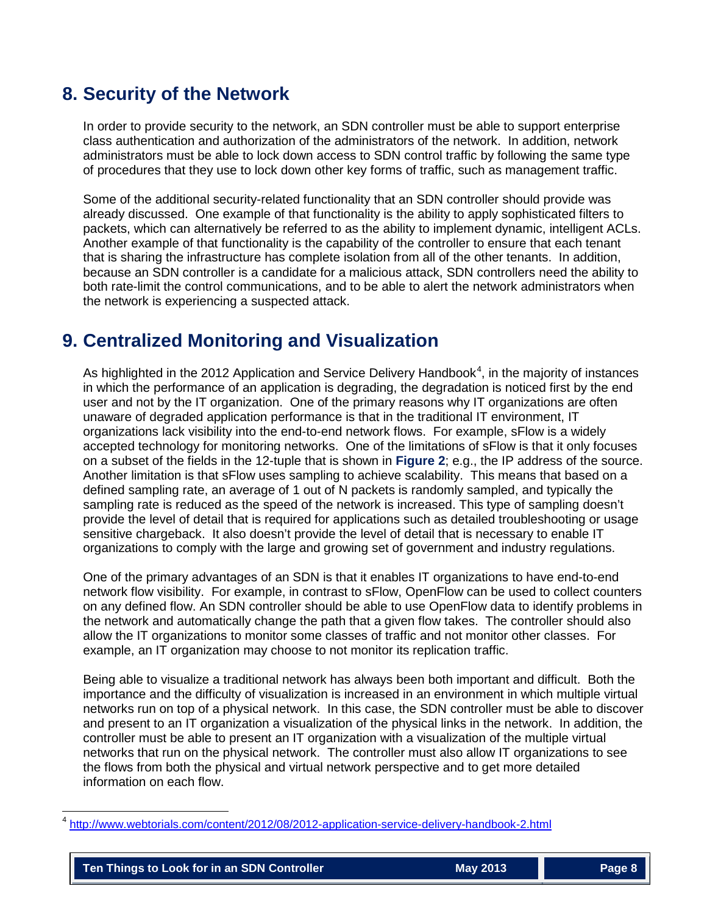## 8. Security of the Network

In order to provide security to the network, an SDN controller must be able to support enterprise class authentication and authorization of the administrators of the network. In addition, network administrators must be able to lock down access to SDN control traffic by following the same type of procedures that they use to lock down other key forms of traffic, such as management traffic.

Some of the additional security-related functionality that an SDN controller should provide was already discussed. One example of that functionality is the ability to apply sophisticated filters to packets, which can alternatively be referred to as the ability to implement dynamic, intelligent ACLs. Another example of that functionality is the capability of the controller to ensure that each tenant that is sharing the infrastructure has complete isolation from all of the other tenants. In addition, because an SDN controller is a candidate for a malicious attack, SDN controllers need the ability to both rate-limit the control communications, and to be able to alert the network administrators when the network is experiencing a suspected attack.

## 9. Centralized Monitoring and Visualization

As highlighted in the 2012 Application and Service Delivery Handbook[4], in the majority of instances in which the performance of an application is degrading, the degradation is noticed first by the end user and not by the IT organization. One of the primary reasons why IT organizations are often unaware of degraded application performance is that in the traditional IT environment, IT organizations lack visibility into the end-to-end network flows. For example, sFlow is a widely accepted technology for monitoring networks. One of the limitations of sFlow is that it only focuses on a subset of the fields in the 12-tuple that is shown in **Figure 2**; e.g., the IP address of the source. Another limitation is that sFlow uses sampling to achieve scalability. This means that based on a defined sampling rate, an average of 1 out of N packets is randomly sampled, and typically the sampling rate is reduced as the speed of the network is increased. This type of sampling doesn't provide the level of detail that is required for applications such as detailed troubleshooting or usage sensitive chargeback. It also doesn't provide the level of detail that is necessary to enable IT organizations to comply with the large and growing set of government and industry regulations.

One of the primary advantages of an SDN is that it enables IT organizations to have end-to-end network flow visibility. For example, in contrast to sFlow, OpenFlow can be used to collect counters on any defined flow. An SDN controller should be able to use OpenFlow data to identify problems in the network and automatically change the path that a given flow takes. The controller should also allow the IT organizations to monitor some classes of traffic and not monitor other classes. For example, an IT organization may choose to not monitor its replication traffic.

Being able to visualize a traditional network has always been both important and difficult. Both the importance and the difficulty of visualization is increased in an environment in which multiple virtual networks run on top of a physical network. In this case, the SDN controller must be able to discover and present to an IT organization a visualization of the physical links in the network. In addition, the controller must be able to present an IT organization with a visualization of the multiple virtual networks that run on the physical network. The controller must also allow IT organizations to see the flows from both the physical and virtual network perspective and to get more detailed information on each flow.

---

[4] http://www.webtorials.com/content/2012/08/2012-application-service-delivery-handbook-2.html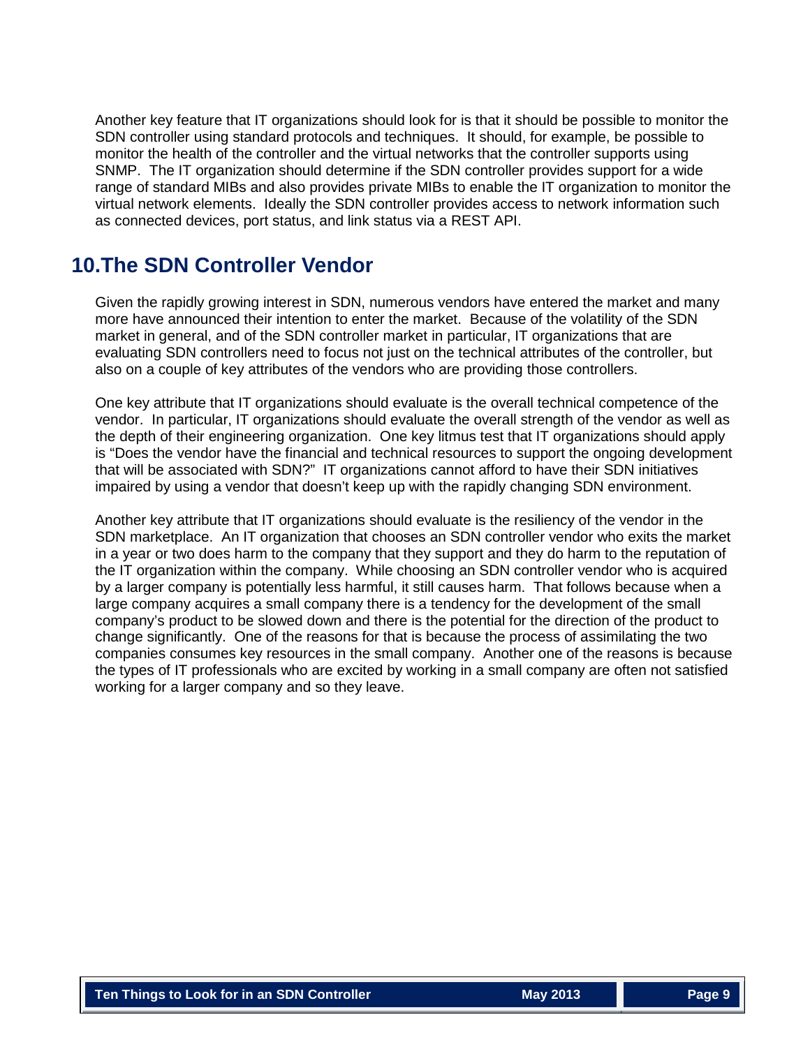Another key feature that IT organizations should look for is that it should be possible to monitor the SDN controller using standard protocols and techniques. It should, for example, be possible to monitor the health of the controller and the virtual networks that the controller supports using SNMP. The IT organization should determine if the SDN controller provides support for a wide range of standard MIBs and also provides private MIBs to enable the IT organization to monitor the virtual network elements. Ideally the SDN controller provides access to network information such as connected devices, port status, and link status via a REST API.

## 10. The SDN Controller Vendor

Given the rapidly growing interest in SDN, numerous vendors have entered the market and many more have announced their intention to enter the market. Because of the volatility of the SDN market in general, and of the SDN controller market in particular, IT organizations that are evaluating SDN controllers need to focus not just on the technical attributes of the controller, but also on a couple of key attributes of the vendors who are providing those controllers.

One key attribute that IT organizations should evaluate is the overall technical competence of the vendor. In particular, IT organizations should evaluate the overall strength of the vendor as well as the depth of their engineering organization. One key litmus test that IT organizations should apply is "Does the vendor have the financial and technical resources to support the ongoing development that will be associated with SDN?" IT organizations cannot afford to have their SDN initiatives impaired by using a vendor that doesn't keep up with the rapidly changing SDN environment.

Another key attribute that IT organizations should evaluate is the resiliency of the vendor in the SDN marketplace. An IT organization that chooses an SDN controller vendor who exits the market in a year or two does harm to the company that they support and they do harm to the reputation of the IT organization within the company. While choosing an SDN controller vendor who is acquired by a larger company is potentially less harmful, it still causes harm. That follows because when a large company acquires a small company there is a tendency for the development of the small company's product to be slowed down and there is the potential for the direction of the product to change significantly. One of the reasons for that is because the process of assimilating the two companies consumes key resources in the small company. Another one of the reasons is because the types of IT professionals who are excited by working in a small company are often not satisfied working for a larger company and so they leave.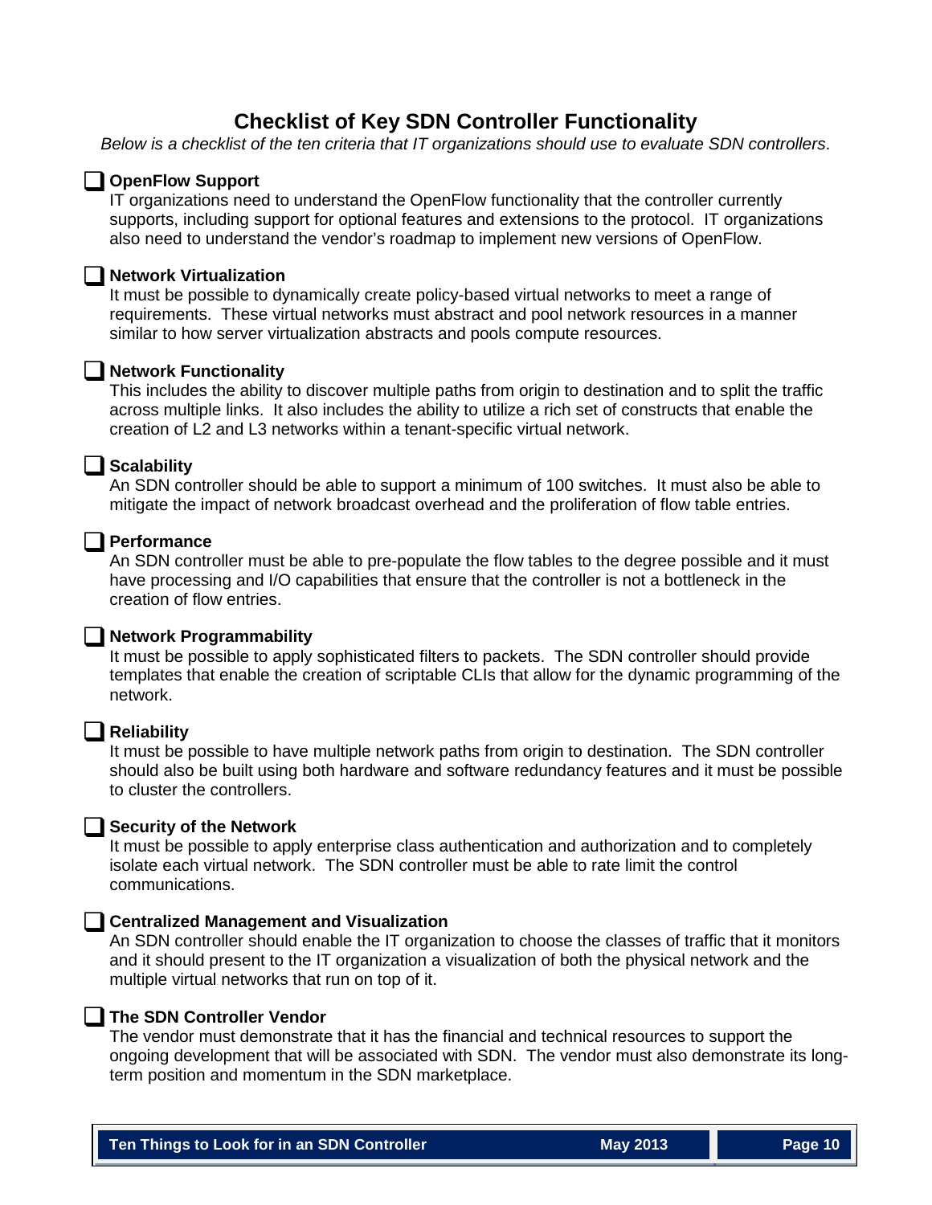# Checklist of Key SDN Controller Functionality

*Below is a checklist of the ten criteria that IT organizations should use to evaluate SDN controllers*.

- [ ] **OpenFlow Support**
  IT organizations need to understand the OpenFlow functionality that the controller currently supports, including support for optional features and extensions to the protocol. IT organizations also need to understand the vendor's roadmap to implement new versions of OpenFlow.

- [ ] **Network Virtualization**
  It must be possible to dynamically create policy-based virtual networks to meet a range of requirements. These virtual networks must abstract and pool network resources in a manner similar to how server virtualization abstracts and pools compute resources.

- [ ] **Network Functionality**
  This includes the ability to discover multiple paths from origin to destination and to split the traffic across multiple links. It also includes the ability to utilize a rich set of constructs that enable the creation of L2 and L3 networks within a tenant-specific virtual network.

- [ ] **Scalability**
  An SDN controller should be able to support a minimum of 100 switches. It must also be able to mitigate the impact of network broadcast overhead and the proliferation of flow table entries.

- [ ] **Performance**
  An SDN controller must be able to pre-populate the flow tables to the degree possible and it must have processing and I/O capabilities that ensure that the controller is not a bottleneck in the creation of flow entries.

- [ ] **Network Programmability**
  It must be possible to apply sophisticated filters to packets. The SDN controller should provide templates that enable the creation of scriptable CLIs that allow for the dynamic programming of the network.

- [ ] **Reliability**
  It must be possible to have multiple network paths from origin to destination. The SDN controller should also be built using both hardware and software redundancy features and it must be possible to cluster the controllers.

- [ ] **Security of the Network**
  It must be possible to apply enterprise class authentication and authorization and to completely isolate each virtual network. The SDN controller must be able to rate limit the control communications.

- [ ] **Centralized Management and Visualization**
  An SDN controller should enable the IT organization to choose the classes of traffic that it monitors and it should present to the IT organization a visualization of both the physical network and the multiple virtual networks that run on top of it.

- [ ] **The SDN Controller Vendor**
  The vendor must demonstrate that it has the financial and technical resources to support the ongoing development that will be associated with SDN. The vendor must also demonstrate its long-term position and momentum in the SDN marketplace.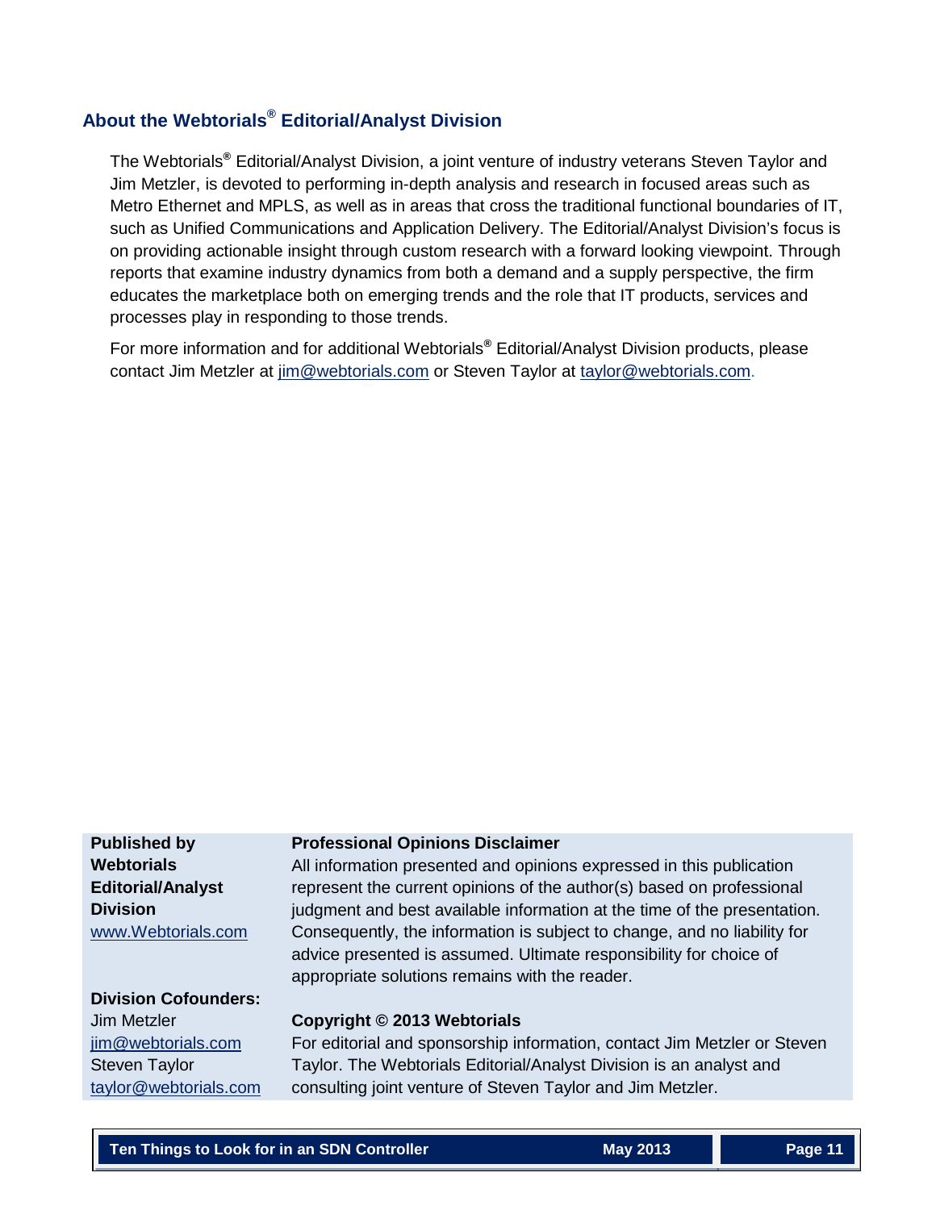## About the Webtorials® Editorial/Analyst Division

The Webtorials® Editorial/Analyst Division, a joint venture of industry veterans Steven Taylor and Jim Metzler, is devoted to performing in-depth analysis and research in focused areas such as Metro Ethernet and MPLS, as well as in areas that cross the traditional functional boundaries of IT, such as Unified Communications and Application Delivery. The Editorial/Analyst Division's focus is on providing actionable insight through custom research with a forward looking viewpoint. Through reports that examine industry dynamics from both a demand and a supply perspective, the firm educates the marketplace both on emerging trends and the role that IT products, services and processes play in responding to those trends.

For more information and for additional Webtorials® Editorial/Analyst Division products, please contact Jim Metzler at jim@webtorials.com or Steven Taylor at taylor@webtorials.com.

| | |
|---|---|
| **Published by Webtorials Editorial/Analyst Division**<br>www.Webtorials.com | **Professional Opinions Disclaimer**<br>All information presented and opinions expressed in this publication represent the current opinions of the author(s) based on professional judgment and best available information at the time of the presentation. Consequently, the information is subject to change, and no liability for advice presented is assumed. Ultimate responsibility for choice of appropriate solutions remains with the reader. |
| **Division Cofounders:**<br>Jim Metzler<br>jim@webtorials.com<br>Steven Taylor<br>taylor@webtorials.com | **Copyright © 2013 Webtorials**<br>For editorial and sponsorship information, contact Jim Metzler or Steven Taylor. The Webtorials Editorial/Analyst Division is an analyst and consulting joint venture of Steven Taylor and Jim Metzler. |